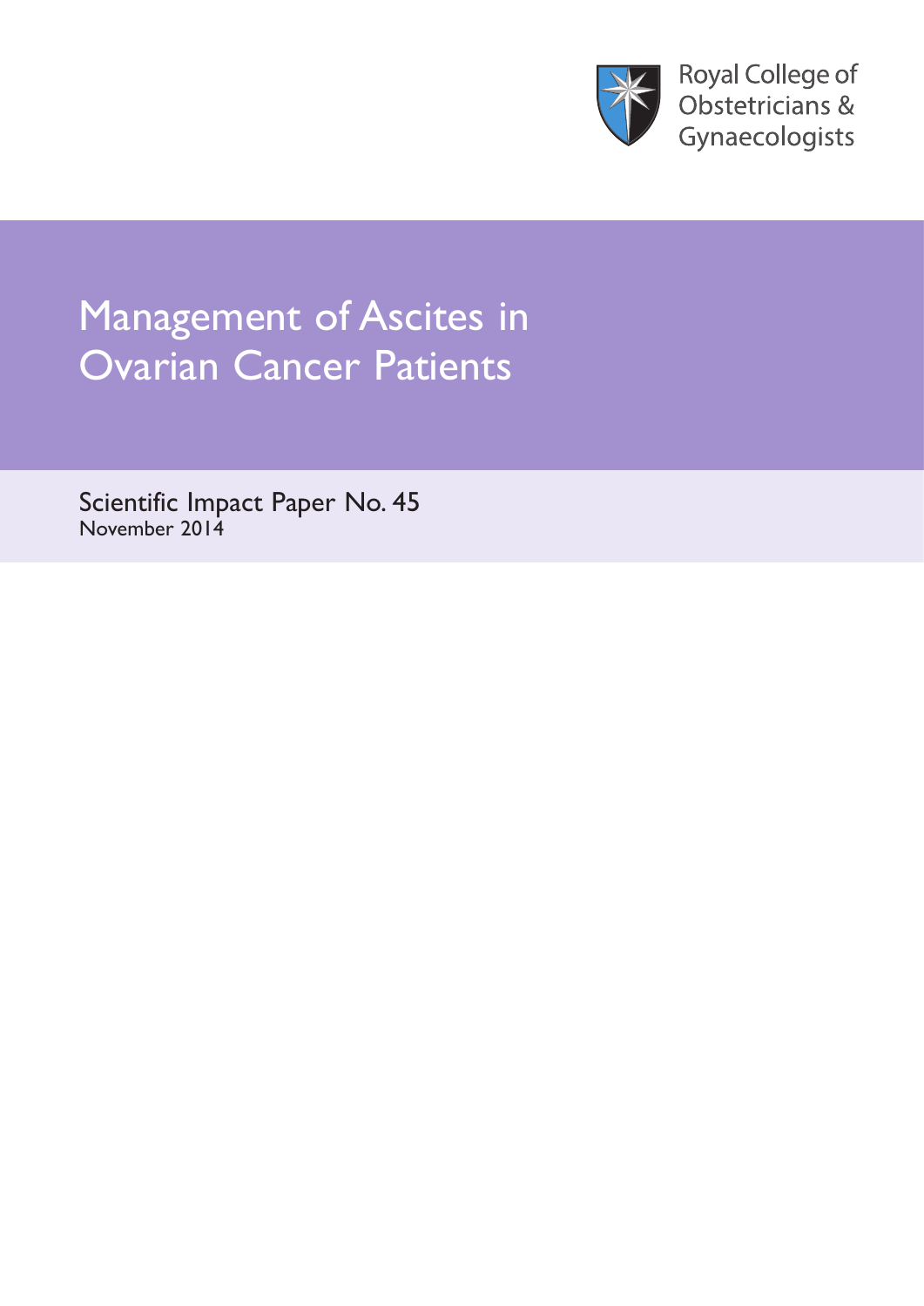Royal College of Obstetricians & Gynaecologists

# Management of Ascites in Ovarian Cancer Patients

Scientific Impact Paper No. 45

November 2014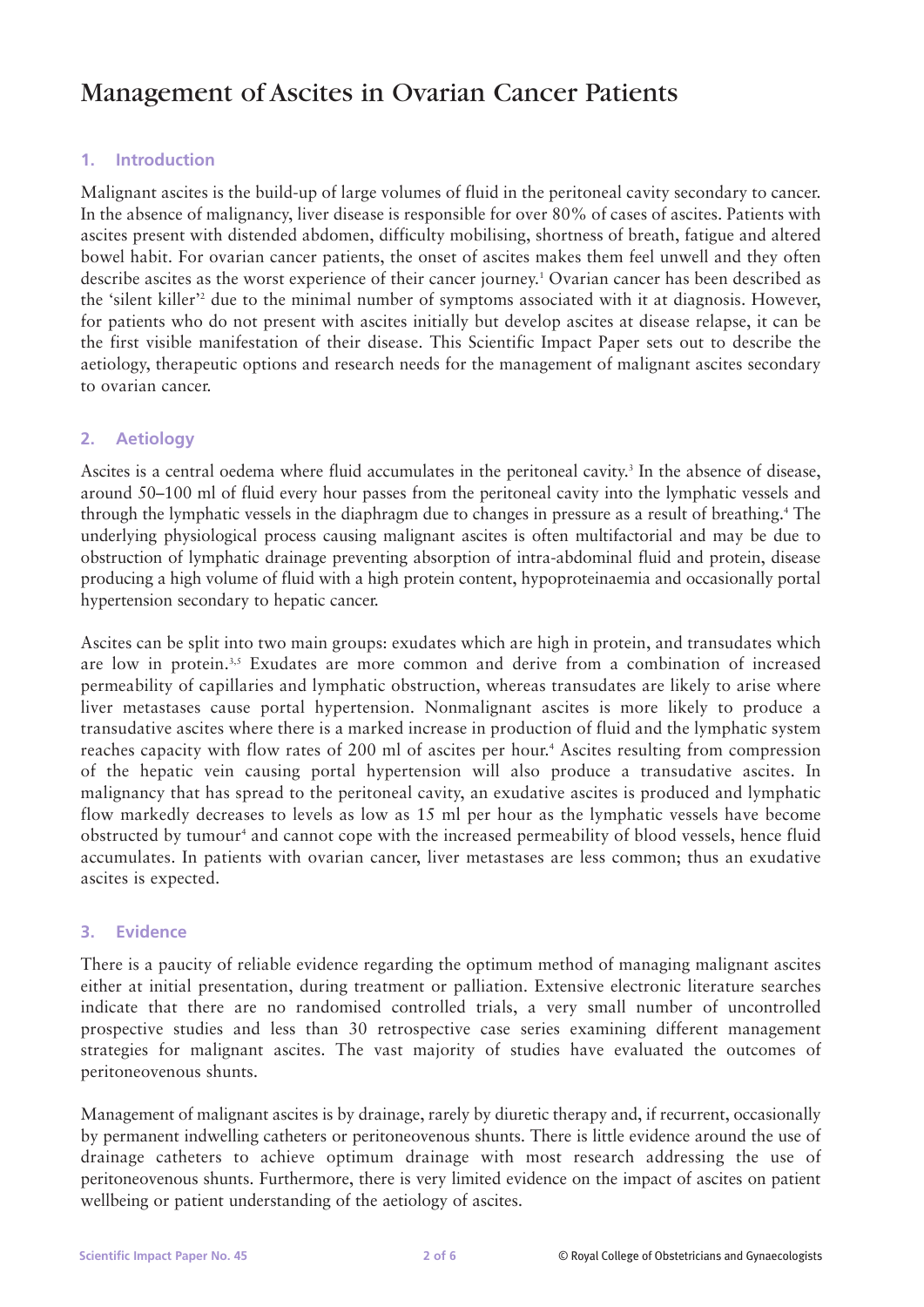# Management of Ascites in Ovarian Cancer Patients

## 1. Introduction

Malignant ascites is the build-up of large volumes of fluid in the peritoneal cavity secondary to cancer. In the absence of malignancy, liver disease is responsible for over 80% of cases of ascites. Patients with ascites present with distended abdomen, difficulty mobilising, shortness of breath, fatigue and altered bowel habit. For ovarian cancer patients, the onset of ascites makes them feel unwell and they often describe ascites as the worst experience of their cancer journey.[1] Ovarian cancer has been described as the 'silent killer'[2] due to the minimal number of symptoms associated with it at diagnosis. However, for patients who do not present with ascites initially but develop ascites at disease relapse, it can be the first visible manifestation of their disease. This Scientific Impact Paper sets out to describe the aetiology, therapeutic options and research needs for the management of malignant ascites secondary to ovarian cancer.

## 2. Aetiology

Ascites is a central oedema where fluid accumulates in the peritoneal cavity.[3] In the absence of disease, around 50–100 ml of fluid every hour passes from the peritoneal cavity into the lymphatic vessels and through the lymphatic vessels in the diaphragm due to changes in pressure as a result of breathing.[4] The underlying physiological process causing malignant ascites is often multifactorial and may be due to obstruction of lymphatic drainage preventing absorption of intra-abdominal fluid and protein, disease producing a high volume of fluid with a high protein content, hypoproteinaemia and occasionally portal hypertension secondary to hepatic cancer.

Ascites can be split into two main groups: exudates which are high in protein, and transudates which are low in protein.[3,5] Exudates are more common and derive from a combination of increased permeability of capillaries and lymphatic obstruction, whereas transudates are likely to arise where liver metastases cause portal hypertension. Nonmalignant ascites is more likely to produce a transudative ascites where there is a marked increase in production of fluid and the lymphatic system reaches capacity with flow rates of 200 ml of ascites per hour.[4] Ascites resulting from compression of the hepatic vein causing portal hypertension will also produce a transudative ascites. In malignancy that has spread to the peritoneal cavity, an exudative ascites is produced and lymphatic flow markedly decreases to levels as low as 15 ml per hour as the lymphatic vessels have become obstructed by tumour[4] and cannot cope with the increased permeability of blood vessels, hence fluid accumulates. In patients with ovarian cancer, liver metastases are less common; thus an exudative ascites is expected.

## 3. Evidence

There is a paucity of reliable evidence regarding the optimum method of managing malignant ascites either at initial presentation, during treatment or palliation. Extensive electronic literature searches indicate that there are no randomised controlled trials, a very small number of uncontrolled prospective studies and less than 30 retrospective case series examining different management strategies for malignant ascites. The vast majority of studies have evaluated the outcomes of peritoneovenous shunts.

Management of malignant ascites is by drainage, rarely by diuretic therapy and, if recurrent, occasionally by permanent indwelling catheters or peritoneovenous shunts. There is little evidence around the use of drainage catheters to achieve optimum drainage with most research addressing the use of peritoneovenous shunts. Furthermore, there is very limited evidence on the impact of ascites on patient wellbeing or patient understanding of the aetiology of ascites.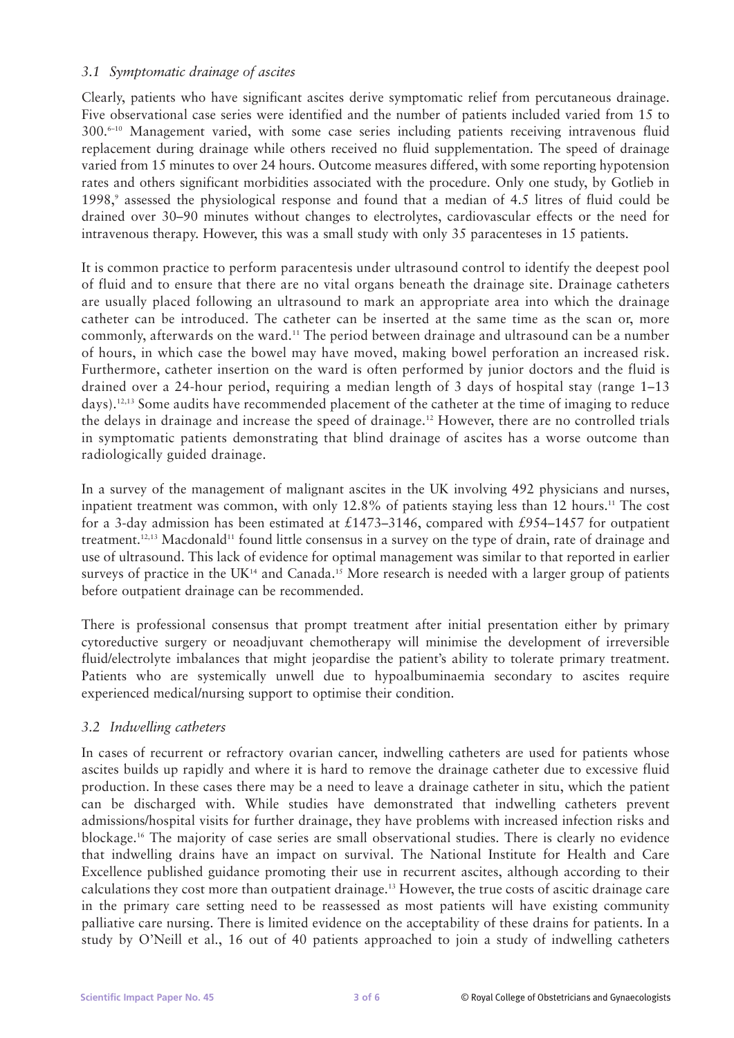### *3.1 Symptomatic drainage of ascites*

Clearly, patients who have significant ascites derive symptomatic relief from percutaneous drainage. Five observational case series were identified and the number of patients included varied from 15 to 300.[6–10] Management varied, with some case series including patients receiving intravenous fluid replacement during drainage while others received no fluid supplementation. The speed of drainage varied from 15 minutes to over 24 hours. Outcome measures differed, with some reporting hypotension rates and others significant morbidities associated with the procedure. Only one study, by Gotlieb in 1998,[9] assessed the physiological response and found that a median of 4.5 litres of fluid could be drained over 30–90 minutes without changes to electrolytes, cardiovascular effects or the need for intravenous therapy. However, this was a small study with only 35 paracenteses in 15 patients.

It is common practice to perform paracentesis under ultrasound control to identify the deepest pool of fluid and to ensure that there are no vital organs beneath the drainage site. Drainage catheters are usually placed following an ultrasound to mark an appropriate area into which the drainage catheter can be introduced. The catheter can be inserted at the same time as the scan or, more commonly, afterwards on the ward.[11] The period between drainage and ultrasound can be a number of hours, in which case the bowel may have moved, making bowel perforation an increased risk. Furthermore, catheter insertion on the ward is often performed by junior doctors and the fluid is drained over a 24-hour period, requiring a median length of 3 days of hospital stay (range 1–13 days).[12,13] Some audits have recommended placement of the catheter at the time of imaging to reduce the delays in drainage and increase the speed of drainage.[12] However, there are no controlled trials in symptomatic patients demonstrating that blind drainage of ascites has a worse outcome than radiologically guided drainage.

In a survey of the management of malignant ascites in the UK involving 492 physicians and nurses, inpatient treatment was common, with only 12.8% of patients staying less than 12 hours.[11] The cost for a 3-day admission has been estimated at £1473–3146, compared with £954–1457 for outpatient treatment.[12,13] Macdonald[11] found little consensus in a survey on the type of drain, rate of drainage and use of ultrasound. This lack of evidence for optimal management was similar to that reported in earlier surveys of practice in the UK[14] and Canada.[15] More research is needed with a larger group of patients before outpatient drainage can be recommended.

There is professional consensus that prompt treatment after initial presentation either by primary cytoreductive surgery or neoadjuvant chemotherapy will minimise the development of irreversible fluid/electrolyte imbalances that might jeopardise the patient's ability to tolerate primary treatment. Patients who are systemically unwell due to hypoalbuminaemia secondary to ascites require experienced medical/nursing support to optimise their condition.

### *3.2 Indwelling catheters*

In cases of recurrent or refractory ovarian cancer, indwelling catheters are used for patients whose ascites builds up rapidly and where it is hard to remove the drainage catheter due to excessive fluid production. In these cases there may be a need to leave a drainage catheter in situ, which the patient can be discharged with. While studies have demonstrated that indwelling catheters prevent admissions/hospital visits for further drainage, they have problems with increased infection risks and blockage.[16] The majority of case series are small observational studies. There is clearly no evidence that indwelling drains have an impact on survival. The National Institute for Health and Care Excellence published guidance promoting their use in recurrent ascites, although according to their calculations they cost more than outpatient drainage.[13] However, the true costs of ascitic drainage care in the primary care setting need to be reassessed as most patients will have existing community palliative care nursing. There is limited evidence on the acceptability of these drains for patients. In a study by O'Neill et al., 16 out of 40 patients approached to join a study of indwelling catheters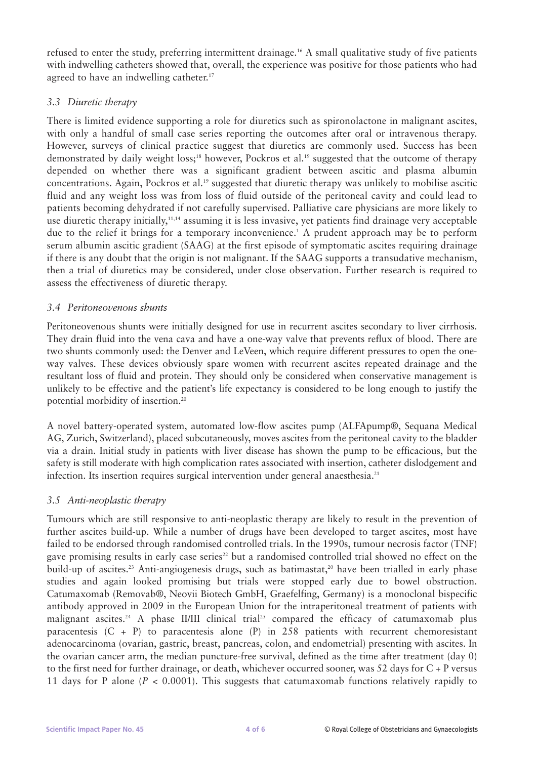refused to enter the study, preferring intermittent drainage.[16] A small qualitative study of five patients with indwelling catheters showed that, overall, the experience was positive for those patients who had agreed to have an indwelling catheter.[17]

### *3.3 Diuretic therapy*

There is limited evidence supporting a role for diuretics such as spironolactone in malignant ascites, with only a handful of small case series reporting the outcomes after oral or intravenous therapy. However, surveys of clinical practice suggest that diuretics are commonly used. Success has been demonstrated by daily weight loss;[18] however, Pockros et al.[19] suggested that the outcome of therapy depended on whether there was a significant gradient between ascitic and plasma albumin concentrations. Again, Pockros et al.[19] suggested that diuretic therapy was unlikely to mobilise ascitic fluid and any weight loss was from loss of fluid outside of the peritoneal cavity and could lead to patients becoming dehydrated if not carefully supervised. Palliative care physicians are more likely to use diuretic therapy initially,[11,14] assuming it is less invasive, yet patients find drainage very acceptable due to the relief it brings for a temporary inconvenience.[1] A prudent approach may be to perform serum albumin ascitic gradient (SAAG) at the first episode of symptomatic ascites requiring drainage if there is any doubt that the origin is not malignant. If the SAAG supports a transudative mechanism, then a trial of diuretics may be considered, under close observation. Further research is required to assess the effectiveness of diuretic therapy.

### *3.4 Peritoneovenous shunts*

Peritoneovenous shunts were initially designed for use in recurrent ascites secondary to liver cirrhosis. They drain fluid into the vena cava and have a one-way valve that prevents reflux of blood. There are two shunts commonly used: the Denver and LeVeen, which require different pressures to open the one-way valves. These devices obviously spare women with recurrent ascites repeated drainage and the resultant loss of fluid and protein. They should only be considered when conservative management is unlikely to be effective and the patient's life expectancy is considered to be long enough to justify the potential morbidity of insertion.[20]

A novel battery-operated system, automated low-flow ascites pump (ALFApump®, Sequana Medical AG, Zurich, Switzerland), placed subcutaneously, moves ascites from the peritoneal cavity to the bladder via a drain. Initial study in patients with liver disease has shown the pump to be efficacious, but the safety is still moderate with high complication rates associated with insertion, catheter dislodgement and infection. Its insertion requires surgical intervention under general anaesthesia.[21]

### *3.5 Anti-neoplastic therapy*

Tumours which are still responsive to anti-neoplastic therapy are likely to result in the prevention of further ascites build-up. While a number of drugs have been developed to target ascites, most have failed to be endorsed through randomised controlled trials. In the 1990s, tumour necrosis factor (TNF) gave promising results in early case series[22] but a randomised controlled trial showed no effect on the build-up of ascites.[23] Anti-angiogenesis drugs, such as batimastat,[20] have been trialled in early phase studies and again looked promising but trials were stopped early due to bowel obstruction. Catumaxomab (Removab®, Neovii Biotech GmbH, Graefelfing, Germany) is a monoclonal bispecific antibody approved in 2009 in the European Union for the intraperitoneal treatment of patients with malignant ascites.[24] A phase II/III clinical trial[25] compared the efficacy of catumaxomab plus paracentesis (C + P) to paracentesis alone (P) in 258 patients with recurrent chemoresistant adenocarcinoma (ovarian, gastric, breast, pancreas, colon, and endometrial) presenting with ascites. In the ovarian cancer arm, the median puncture-free survival, defined as the time after treatment (day 0) to the first need for further drainage, or death, whichever occurred sooner, was 52 days for C + P versus 11 days for P alone ($P < 0.0001$). This suggests that catumaxomab functions relatively rapidly to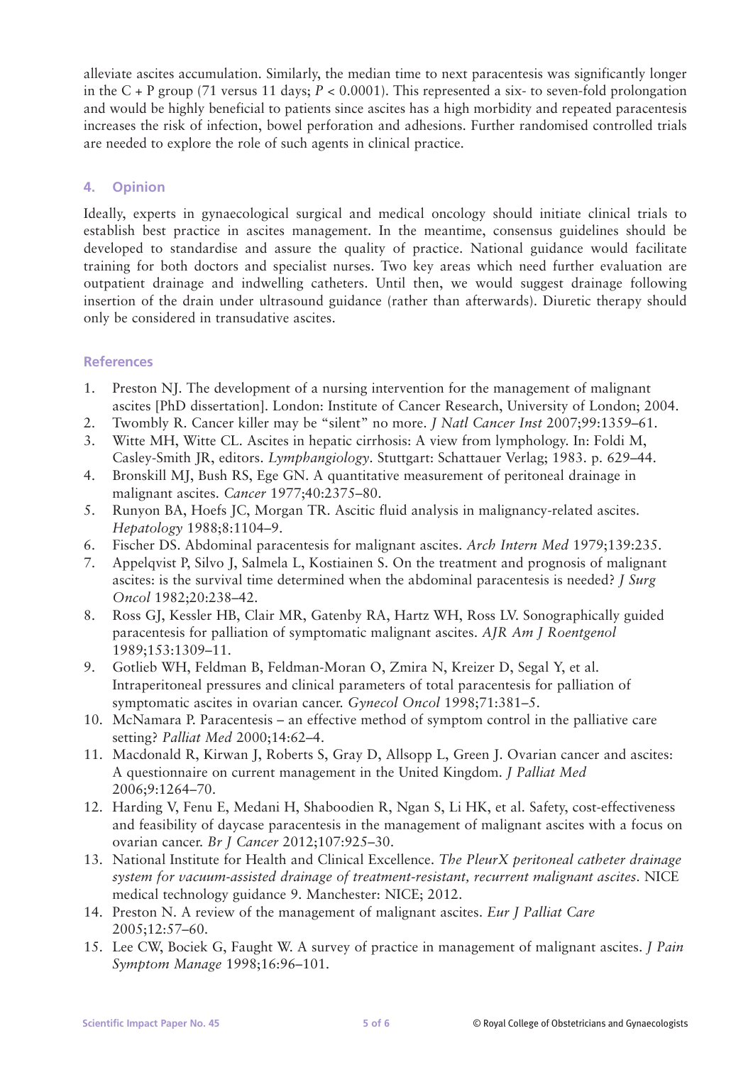alleviate ascites accumulation. Similarly, the median time to next paracentesis was significantly longer in the C + P group (71 versus 11 days; $P < 0.0001$). This represented a six- to seven-fold prolongation and would be highly beneficial to patients since ascites has a high morbidity and repeated paracentesis increases the risk of infection, bowel perforation and adhesions. Further randomised controlled trials are needed to explore the role of such agents in clinical practice.

## 4. Opinion

Ideally, experts in gynaecological surgical and medical oncology should initiate clinical trials to establish best practice in ascites management. In the meantime, consensus guidelines should be developed to standardise and assure the quality of practice. National guidance would facilitate training for both doctors and specialist nurses. Two key areas which need further evaluation are outpatient drainage and indwelling catheters. Until then, we would suggest drainage following insertion of the drain under ultrasound guidance (rather than afterwards). Diuretic therapy should only be considered in transudative ascites.

## References

1. Preston NJ. The development of a nursing intervention for the management of malignant ascites [PhD dissertation]. London: Institute of Cancer Research, University of London; 2004.
2. Twombly R. Cancer killer may be "silent" no more. *J Natl Cancer Inst* 2007;99:1359–61.
3. Witte MH, Witte CL. Ascites in hepatic cirrhosis: A view from lymphology. In: Foldi M, Casley-Smith JR, editors. *Lymphangiology*. Stuttgart: Schattauer Verlag; 1983. p. 629–44.
4. Bronskill MJ, Bush RS, Ege GN. A quantitative measurement of peritoneal drainage in malignant ascites. *Cancer* 1977;40:2375–80.
5. Runyon BA, Hoefs JC, Morgan TR. Ascitic fluid analysis in malignancy-related ascites. *Hepatology* 1988;8:1104–9.
6. Fischer DS. Abdominal paracentesis for malignant ascites. *Arch Intern Med* 1979;139:235.
7. Appelqvist P, Silvo J, Salmela L, Kostiainen S. On the treatment and prognosis of malignant ascites: is the survival time determined when the abdominal paracentesis is needed? *J Surg Oncol* 1982;20:238–42.
8. Ross GJ, Kessler HB, Clair MR, Gatenby RA, Hartz WH, Ross LV. Sonographically guided paracentesis for palliation of symptomatic malignant ascites. *AJR Am J Roentgenol* 1989;153:1309–11.
9. Gotlieb WH, Feldman B, Feldman-Moran O, Zmira N, Kreizer D, Segal Y, et al. Intraperitoneal pressures and clinical parameters of total paracentesis for palliation of symptomatic ascites in ovarian cancer. *Gynecol Oncol* 1998;71:381–5.
10. McNamara P. Paracentesis – an effective method of symptom control in the palliative care setting? *Palliat Med* 2000;14:62–4.
11. Macdonald R, Kirwan J, Roberts S, Gray D, Allsopp L, Green J. Ovarian cancer and ascites: A questionnaire on current management in the United Kingdom. *J Palliat Med* 2006;9:1264–70.
12. Harding V, Fenu E, Medani H, Shaboodien R, Ngan S, Li HK, et al. Safety, cost-effectiveness and feasibility of daycase paracentesis in the management of malignant ascites with a focus on ovarian cancer. *Br J Cancer* 2012;107:925–30.
13. National Institute for Health and Clinical Excellence. *The PleurX peritoneal catheter drainage system for vacuum-assisted drainage of treatment-resistant, recurrent malignant ascites*. NICE medical technology guidance 9. Manchester: NICE; 2012.
14. Preston N. A review of the management of malignant ascites. *Eur J Palliat Care* 2005;12:57–60.
15. Lee CW, Bociek G, Faught W. A survey of practice in management of malignant ascites. *J Pain Symptom Manage* 1998;16:96–101.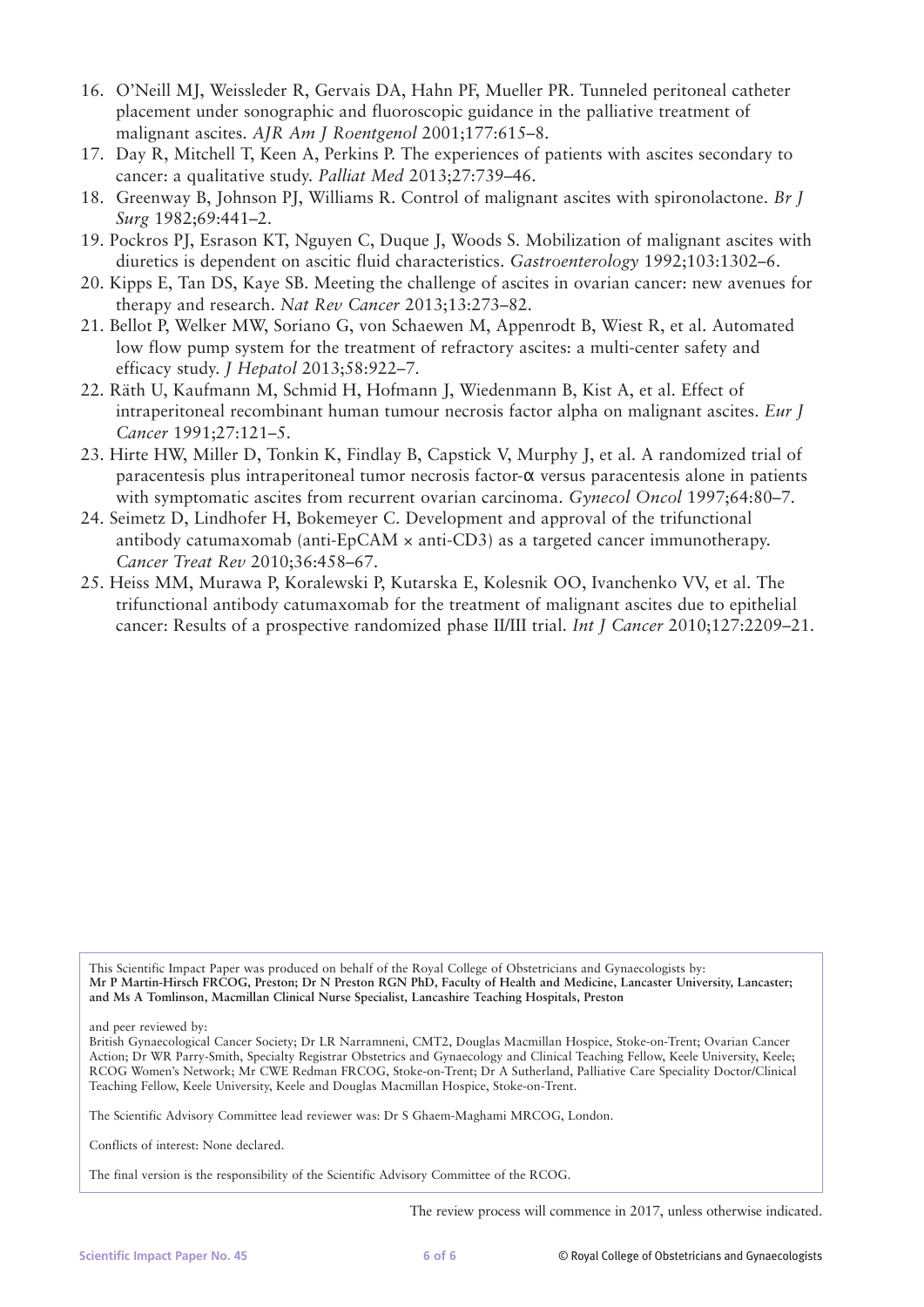16. O'Neill MJ, Weissleder R, Gervais DA, Hahn PF, Mueller PR. Tunneled peritoneal catheter placement under sonographic and fluoroscopic guidance in the palliative treatment of malignant ascites. *AJR Am J Roentgenol* 2001;177:615–8.
17. Day R, Mitchell T, Keen A, Perkins P. The experiences of patients with ascites secondary to cancer: a qualitative study. *Palliat Med* 2013;27:739–46.
18. Greenway B, Johnson PJ, Williams R. Control of malignant ascites with spironolactone. *Br J Surg* 1982;69:441–2.
19. Pockros PJ, Esrason KT, Nguyen C, Duque J, Woods S. Mobilization of malignant ascites with diuretics is dependent on ascitic fluid characteristics. *Gastroenterology* 1992;103:1302–6.
20. Kipps E, Tan DS, Kaye SB. Meeting the challenge of ascites in ovarian cancer: new avenues for therapy and research. *Nat Rev Cancer* 2013;13:273–82.
21. Bellot P, Welker MW, Soriano G, von Schaewen M, Appenrodt B, Wiest R, et al. Automated low flow pump system for the treatment of refractory ascites: a multi-center safety and efficacy study. *J Hepatol* 2013;58:922–7.
22. Räth U, Kaufmann M, Schmid H, Hofmann J, Wiedenmann B, Kist A, et al. Effect of intraperitoneal recombinant human tumour necrosis factor alpha on malignant ascites. *Eur J Cancer* 1991;27:121–5.
23. Hirte HW, Miller D, Tonkin K, Findlay B, Capstick V, Murphy J, et al. A randomized trial of paracentesis plus intraperitoneal tumor necrosis factor-α versus paracentesis alone in patients with symptomatic ascites from recurrent ovarian carcinoma. *Gynecol Oncol* 1997;64:80–7.
24. Seimetz D, Lindhofer H, Bokemeyer C. Development and approval of the trifunctional antibody catumaxomab (anti-EpCAM × anti-CD3) as a targeted cancer immunotherapy. *Cancer Treat Rev* 2010;36:458–67.
25. Heiss MM, Murawa P, Koralewski P, Kutarska E, Kolesnik OO, Ivanchenko VV, et al. The trifunctional antibody catumaxomab for the treatment of malignant ascites due to epithelial cancer: Results of a prospective randomized phase II/III trial. *Int J Cancer* 2010;127:2209–21.

This Scientific Impact Paper was produced on behalf of the Royal College of Obstetricians and Gynaecologists by:
**Mr P Martin-Hirsch FRCOG, Preston; Dr N Preston RGN PhD, Faculty of Health and Medicine, Lancaster University, Lancaster; and Ms A Tomlinson, Macmillan Clinical Nurse Specialist, Lancashire Teaching Hospitals, Preston**

and peer reviewed by:
British Gynaecological Cancer Society; Dr LR Narramneni, CMT2, Douglas Macmillan Hospice, Stoke-on-Trent; Ovarian Cancer Action; Dr WR Parry-Smith, Specialty Registrar Obstetrics and Gynaecology and Clinical Teaching Fellow, Keele University, Keele; RCOG Women's Network; Mr CWE Redman FRCOG, Stoke-on-Trent; Dr A Sutherland, Palliative Care Speciality Doctor/Clinical Teaching Fellow, Keele University, Keele and Douglas Macmillan Hospice, Stoke-on-Trent.

The Scientific Advisory Committee lead reviewer was: Dr S Ghaem-Maghami MRCOG, London.

Conflicts of interest: None declared.

The final version is the responsibility of the Scientific Advisory Committee of the RCOG.

The review process will commence in 2017, unless otherwise indicated.